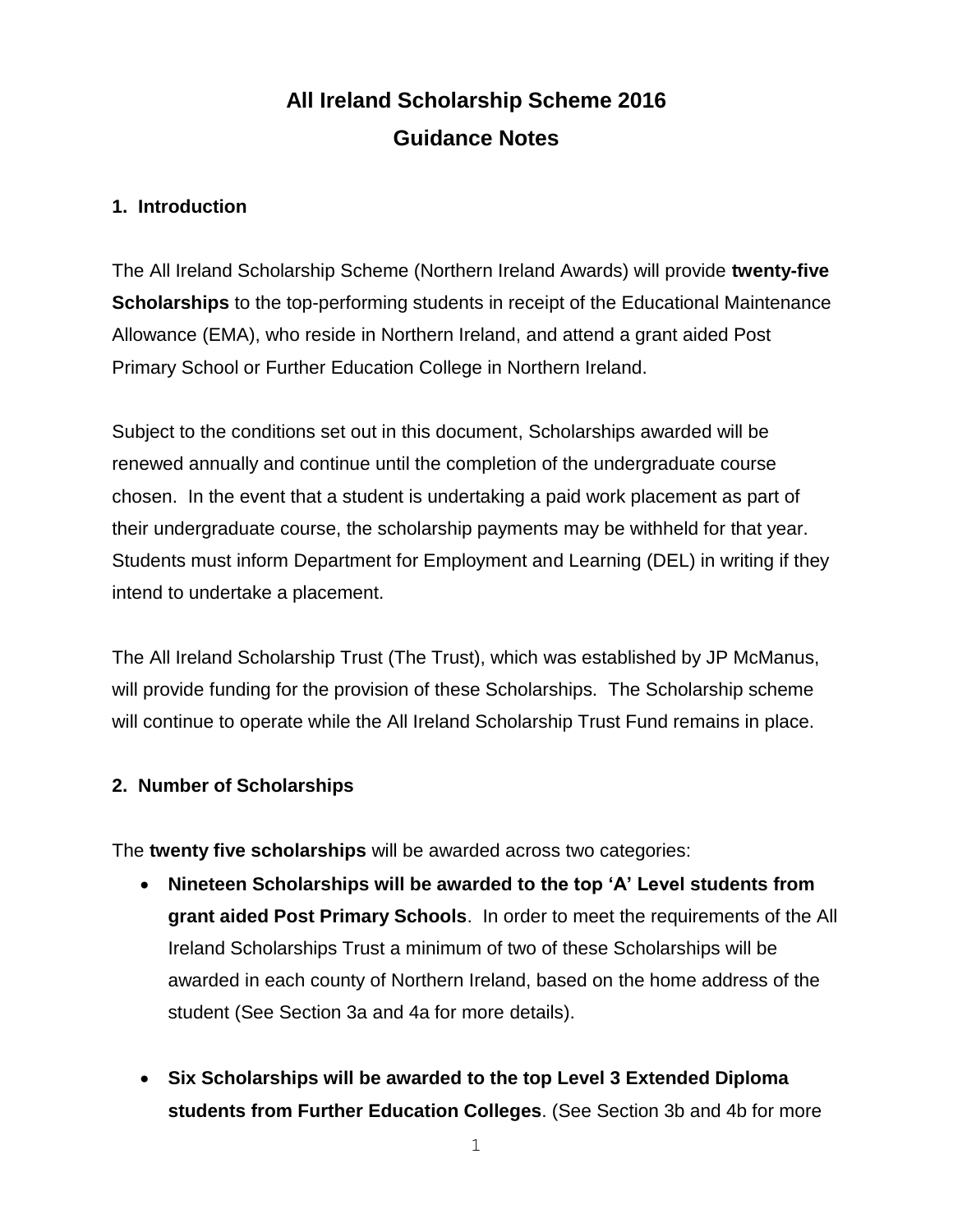# All Ireland Scholarship Scheme 2016
# Guidance Notes

## 1. Introduction

The All Ireland Scholarship Scheme (Northern Ireland Awards) will provide **twenty-five Scholarships** to the top-performing students in receipt of the Educational Maintenance Allowance (EMA), who reside in Northern Ireland, and attend a grant aided Post Primary School or Further Education College in Northern Ireland.

Subject to the conditions set out in this document, Scholarships awarded will be renewed annually and continue until the completion of the undergraduate course chosen. In the event that a student is undertaking a paid work placement as part of their undergraduate course, the scholarship payments may be withheld for that year. Students must inform Department for Employment and Learning (DEL) in writing if they intend to undertake a placement.

The All Ireland Scholarship Trust (The Trust), which was established by JP McManus, will provide funding for the provision of these Scholarships. The Scholarship scheme will continue to operate while the All Ireland Scholarship Trust Fund remains in place.

## 2. Number of Scholarships

The **twenty five scholarships** will be awarded across two categories:

- **Nineteen Scholarships will be awarded to the top 'A' Level students from grant aided Post Primary Schools**. In order to meet the requirements of the All Ireland Scholarships Trust a minimum of two of these Scholarships will be awarded in each county of Northern Ireland, based on the home address of the student (See Section 3a and 4a for more details).

- **Six Scholarships will be awarded to the top Level 3 Extended Diploma students from Further Education Colleges**. (See Section 3b and 4b for more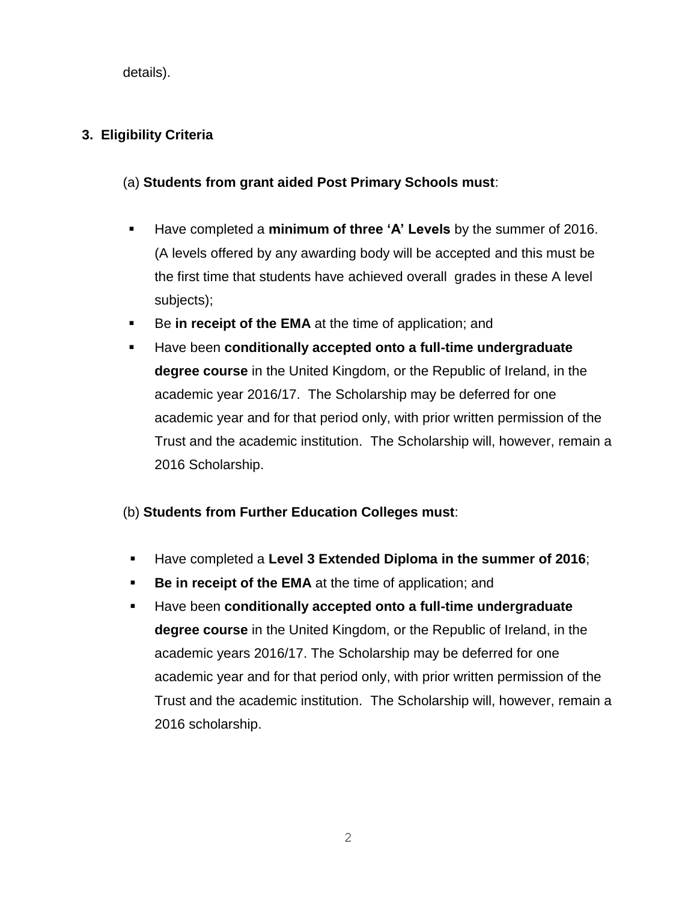details).

## 3. Eligibility Criteria

(a) **Students from grant aided Post Primary Schools must**:

- Have completed a **minimum of three 'A' Levels** by the summer of 2016. (A levels offered by any awarding body will be accepted and this must be the first time that students have achieved overall grades in these A level subjects);
- Be **in receipt of the EMA** at the time of application; and
- Have been **conditionally accepted onto a full-time undergraduate degree course** in the United Kingdom, or the Republic of Ireland, in the academic year 2016/17. The Scholarship may be deferred for one academic year and for that period only, with prior written permission of the Trust and the academic institution. The Scholarship will, however, remain a 2016 Scholarship.

(b) **Students from Further Education Colleges must**:

- Have completed a **Level 3 Extended Diploma in the summer of 2016**;
- **Be in receipt of the EMA** at the time of application; and
- Have been **conditionally accepted onto a full-time undergraduate degree course** in the United Kingdom, or the Republic of Ireland, in the academic years 2016/17. The Scholarship may be deferred for one academic year and for that period only, with prior written permission of the Trust and the academic institution. The Scholarship will, however, remain a 2016 scholarship.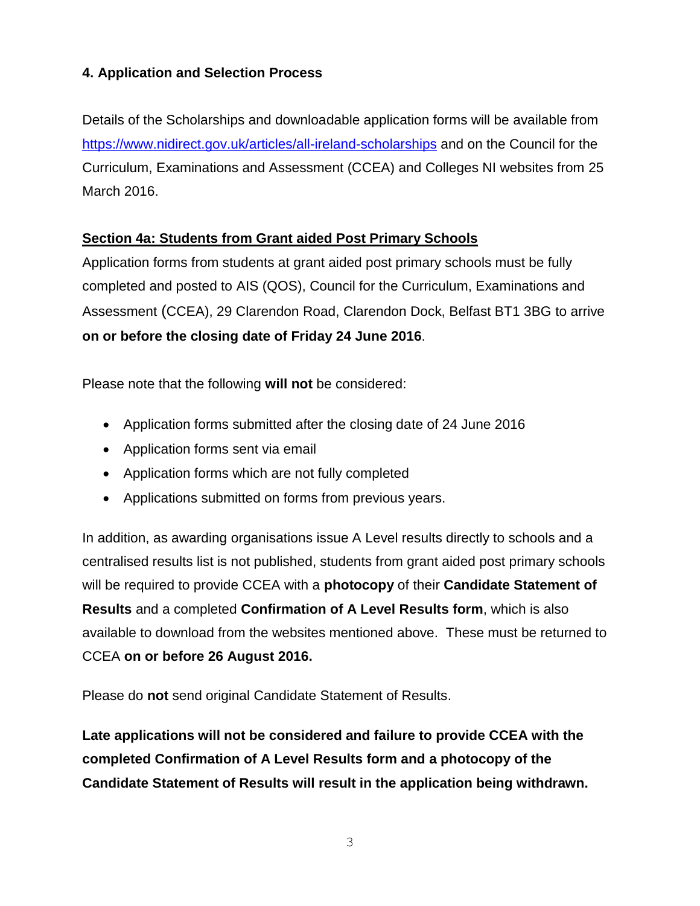## 4. Application and Selection Process

Details of the Scholarships and downloadable application forms will be available from https://www.nidirect.gov.uk/articles/all-ireland-scholarships and on the Council for the Curriculum, Examinations and Assessment (CCEA) and Colleges NI websites from 25 March 2016.

### Section 4a: Students from Grant aided Post Primary Schools

Application forms from students at grant aided post primary schools must be fully completed and posted to AIS (QOS), Council for the Curriculum, Examinations and Assessment (CCEA), 29 Clarendon Road, Clarendon Dock, Belfast BT1 3BG to arrive **on or before the closing date of Friday 24 June 2016**.

Please note that the following **will not** be considered:

- Application forms submitted after the closing date of 24 June 2016
- Application forms sent via email
- Application forms which are not fully completed
- Applications submitted on forms from previous years.

In addition, as awarding organisations issue A Level results directly to schools and a centralised results list is not published, students from grant aided post primary schools will be required to provide CCEA with a **photocopy** of their **Candidate Statement of Results** and a completed **Confirmation of A Level Results form**, which is also available to download from the websites mentioned above. These must be returned to CCEA **on or before 26 August 2016.**

Please do **not** send original Candidate Statement of Results.

**Late applications will not be considered and failure to provide CCEA with the completed Confirmation of A Level Results form and a photocopy of the Candidate Statement of Results will result in the application being withdrawn.**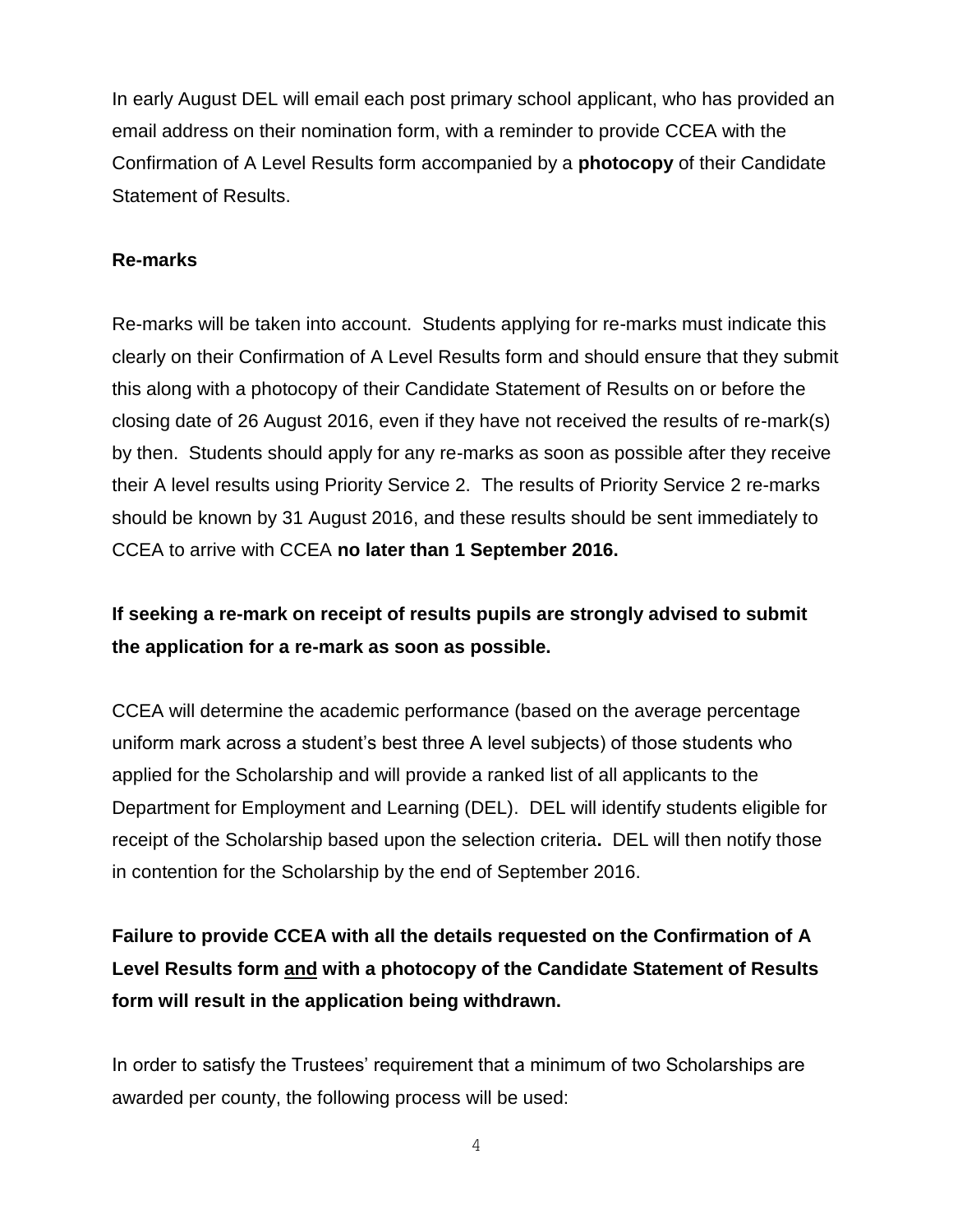In early August DEL will email each post primary school applicant, who has provided an email address on their nomination form, with a reminder to provide CCEA with the Confirmation of A Level Results form accompanied by a **photocopy** of their Candidate Statement of Results.

**Re-marks**

Re-marks will be taken into account. Students applying for re-marks must indicate this clearly on their Confirmation of A Level Results form and should ensure that they submit this along with a photocopy of their Candidate Statement of Results on or before the closing date of 26 August 2016, even if they have not received the results of re-mark(s) by then. Students should apply for any re-marks as soon as possible after they receive their A level results using Priority Service 2. The results of Priority Service 2 re-marks should be known by 31 August 2016, and these results should be sent immediately to CCEA to arrive with CCEA **no later than 1 September 2016.**

**If seeking a re-mark on receipt of results pupils are strongly advised to submit the application for a re-mark as soon as possible.**

CCEA will determine the academic performance (based on the average percentage uniform mark across a student's best three A level subjects) of those students who applied for the Scholarship and will provide a ranked list of all applicants to the Department for Employment and Learning (DEL). DEL will identify students eligible for receipt of the Scholarship based upon the selection criteria**.** DEL will then notify those in contention for the Scholarship by the end of September 2016.

**Failure to provide CCEA with all the details requested on the Confirmation of A Level Results form <u>and</u> with a photocopy of the Candidate Statement of Results form will result in the application being withdrawn.**

In order to satisfy the Trustees' requirement that a minimum of two Scholarships are awarded per county, the following process will be used: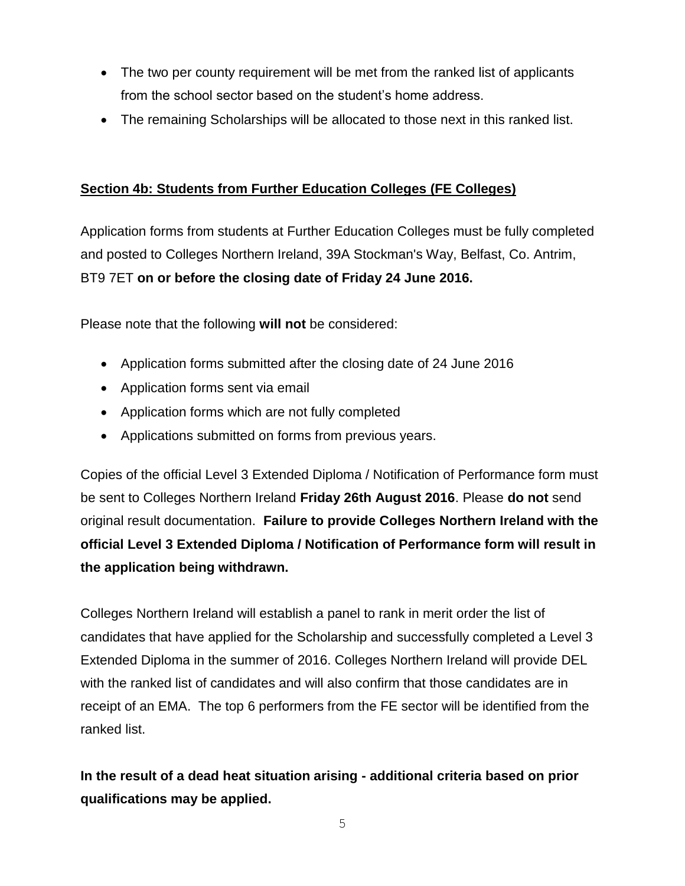- The two per county requirement will be met from the ranked list of applicants from the school sector based on the student's home address.
- The remaining Scholarships will be allocated to those next in this ranked list.

## Section 4b: Students from Further Education Colleges (FE Colleges)

Application forms from students at Further Education Colleges must be fully completed and posted to Colleges Northern Ireland, 39A Stockman's Way, Belfast, Co. Antrim, BT9 7ET **on or before the closing date of Friday 24 June 2016.**

Please note that the following **will not** be considered:

- Application forms submitted after the closing date of 24 June 2016
- Application forms sent via email
- Application forms which are not fully completed
- Applications submitted on forms from previous years.

Copies of the official Level 3 Extended Diploma / Notification of Performance form must be sent to Colleges Northern Ireland **Friday 26th August 2016**. Please **do not** send original result documentation. **Failure to provide Colleges Northern Ireland with the official Level 3 Extended Diploma / Notification of Performance form will result in the application being withdrawn.**

Colleges Northern Ireland will establish a panel to rank in merit order the list of candidates that have applied for the Scholarship and successfully completed a Level 3 Extended Diploma in the summer of 2016. Colleges Northern Ireland will provide DEL with the ranked list of candidates and will also confirm that those candidates are in receipt of an EMA. The top 6 performers from the FE sector will be identified from the ranked list.

**In the result of a dead heat situation arising - additional criteria based on prior qualifications may be applied.**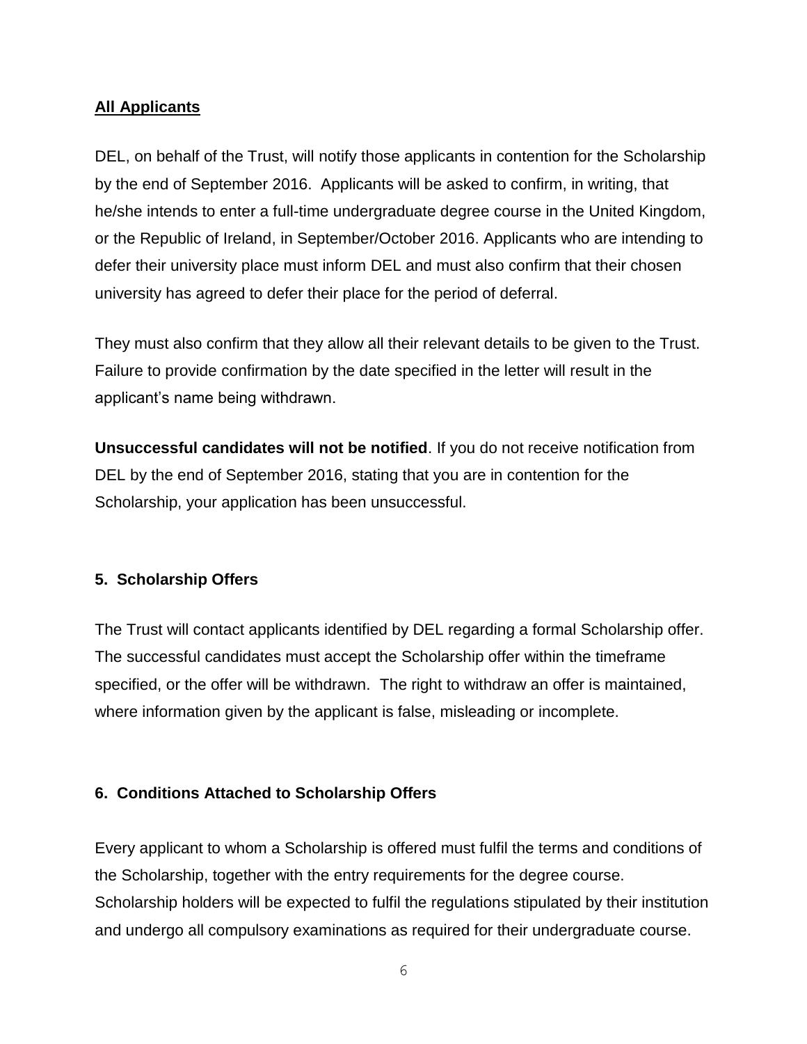**All Applicants**

DEL, on behalf of the Trust, will notify those applicants in contention for the Scholarship by the end of September 2016. Applicants will be asked to confirm, in writing, that he/she intends to enter a full-time undergraduate degree course in the United Kingdom, or the Republic of Ireland, in September/October 2016. Applicants who are intending to defer their university place must inform DEL and must also confirm that their chosen university has agreed to defer their place for the period of deferral.

They must also confirm that they allow all their relevant details to be given to the Trust. Failure to provide confirmation by the date specified in the letter will result in the applicant's name being withdrawn.

**Unsuccessful candidates will not be notified**. If you do not receive notification from DEL by the end of September 2016, stating that you are in contention for the Scholarship, your application has been unsuccessful.

## 5. Scholarship Offers

The Trust will contact applicants identified by DEL regarding a formal Scholarship offer. The successful candidates must accept the Scholarship offer within the timeframe specified, or the offer will be withdrawn. The right to withdraw an offer is maintained, where information given by the applicant is false, misleading or incomplete.

## 6. Conditions Attached to Scholarship Offers

Every applicant to whom a Scholarship is offered must fulfil the terms and conditions of the Scholarship, together with the entry requirements for the degree course. Scholarship holders will be expected to fulfil the regulations stipulated by their institution and undergo all compulsory examinations as required for their undergraduate course.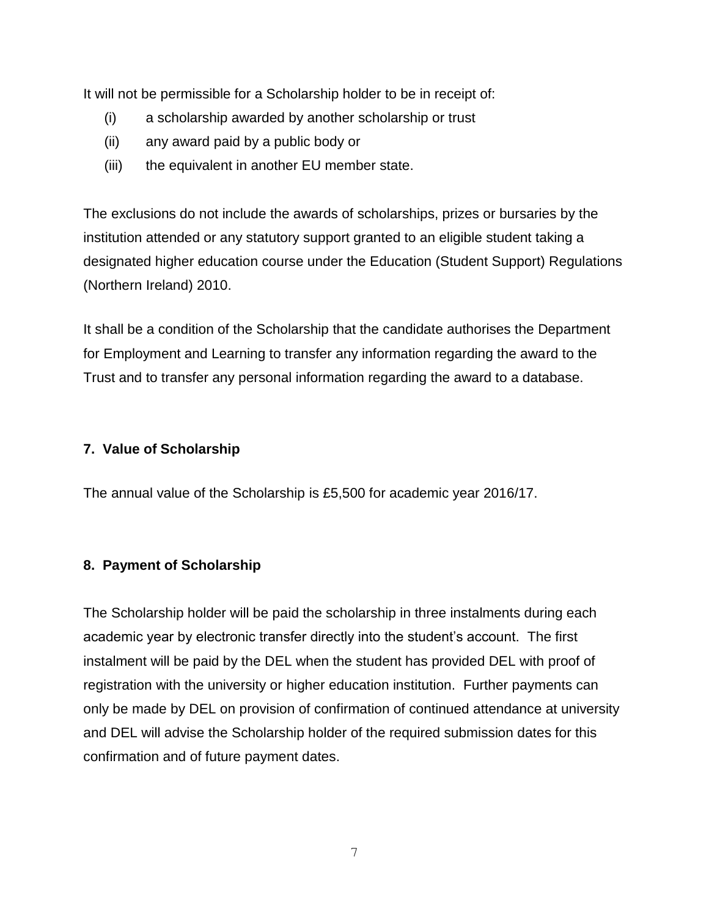It will not be permissible for a Scholarship holder to be in receipt of:

(i) a scholarship awarded by another scholarship or trust
(ii) any award paid by a public body or
(iii) the equivalent in another EU member state.

The exclusions do not include the awards of scholarships, prizes or bursaries by the institution attended or any statutory support granted to an eligible student taking a designated higher education course under the Education (Student Support) Regulations (Northern Ireland) 2010.

It shall be a condition of the Scholarship that the candidate authorises the Department for Employment and Learning to transfer any information regarding the award to the Trust and to transfer any personal information regarding the award to a database.

## 7. Value of Scholarship

The annual value of the Scholarship is £5,500 for academic year 2016/17.

## 8. Payment of Scholarship

The Scholarship holder will be paid the scholarship in three instalments during each academic year by electronic transfer directly into the student's account. The first instalment will be paid by the DEL when the student has provided DEL with proof of registration with the university or higher education institution. Further payments can only be made by DEL on provision of confirmation of continued attendance at university and DEL will advise the Scholarship holder of the required submission dates for this confirmation and of future payment dates.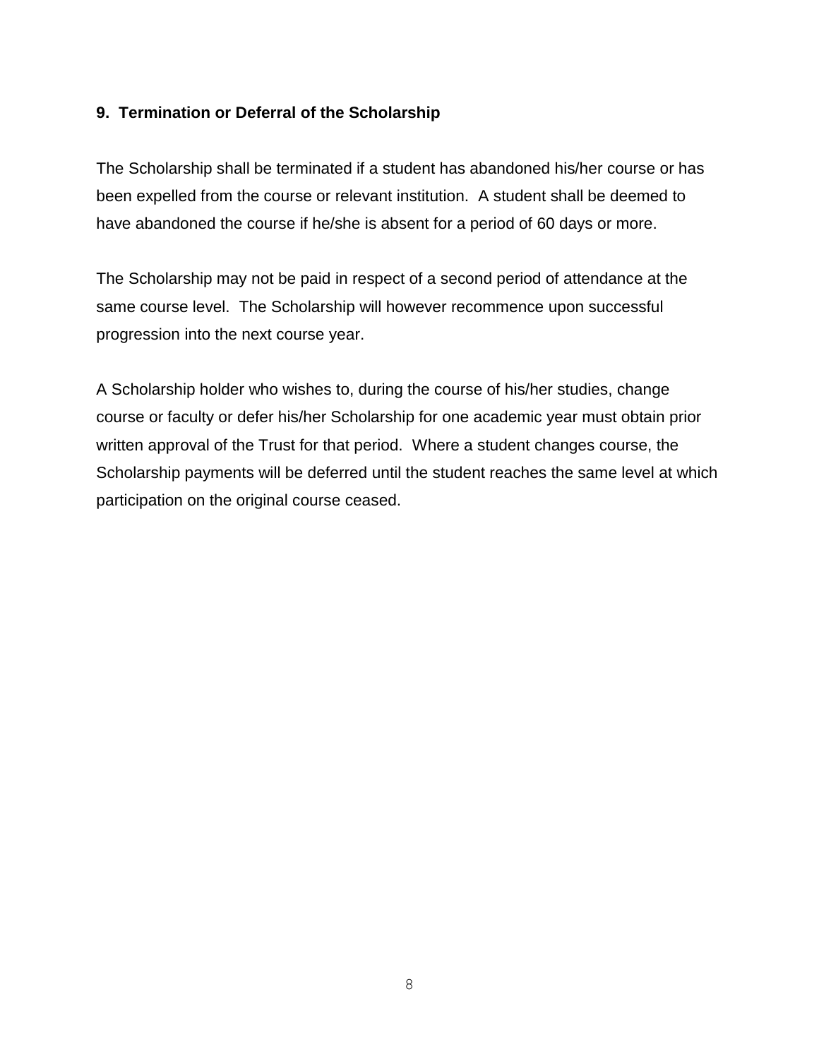## 9. Termination or Deferral of the Scholarship

The Scholarship shall be terminated if a student has abandoned his/her course or has been expelled from the course or relevant institution. A student shall be deemed to have abandoned the course if he/she is absent for a period of 60 days or more.

The Scholarship may not be paid in respect of a second period of attendance at the same course level. The Scholarship will however recommence upon successful progression into the next course year.

A Scholarship holder who wishes to, during the course of his/her studies, change course or faculty or defer his/her Scholarship for one academic year must obtain prior written approval of the Trust for that period. Where a student changes course, the Scholarship payments will be deferred until the student reaches the same level at which participation on the original course ceased.